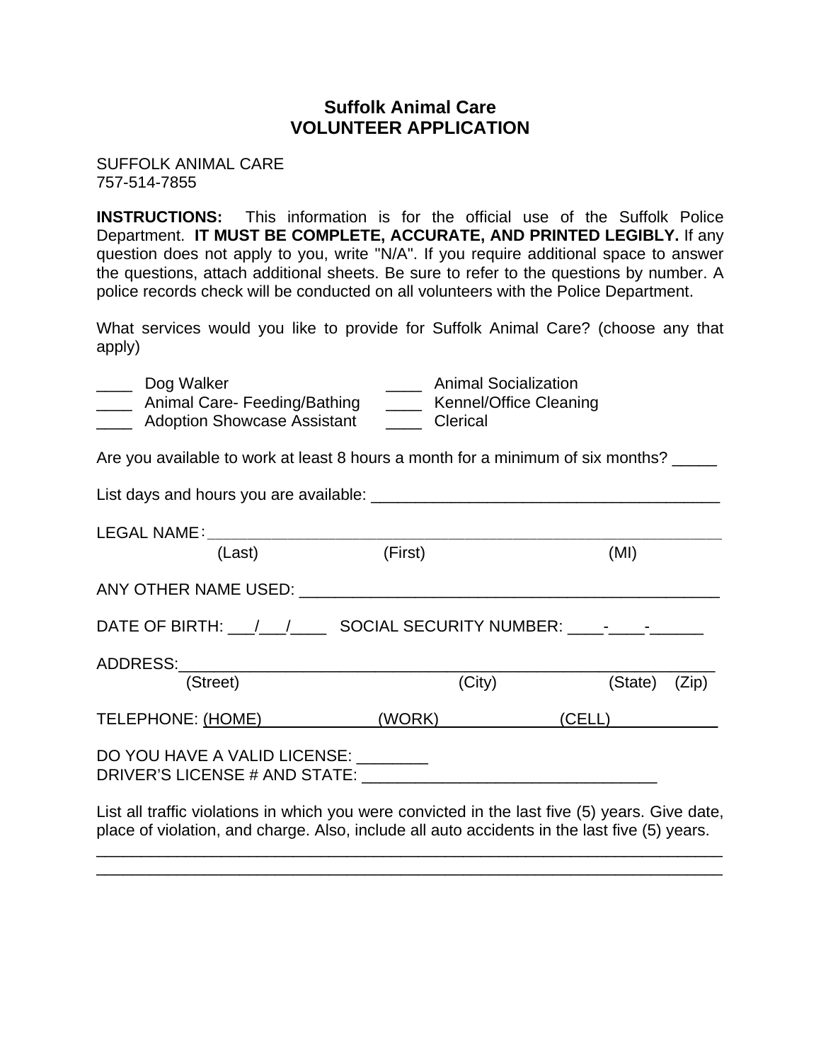# Suffolk Animal Care
# VOLUNTEER APPLICATION

SUFFOLK ANIMAL CARE
757-514-7855

**INSTRUCTIONS:** This information is for the official use of the Suffolk Police Department. **IT MUST BE COMPLETE, ACCURATE, AND PRINTED LEGIBLY.** If any question does not apply to you, write "N/A". If you require additional space to answer the questions, attach additional sheets. Be sure to refer to the questions by number. A police records check will be conducted on all volunteers with the Police Department.

What services would you like to provide for Suffolk Animal Care? (choose any that apply)

____ Dog Walker
____ Animal Care- Feeding/Bathing
____ Adoption Showcase Assistant
____ Animal Socialization
____ Kennel/Office Cleaning
____ Clerical

Are you available to work at least 8 hours a month for a minimum of six months? _____

List days and hours you are available: ________________________________________

LEGAL NAME: ________________________________________________________
(Last) (First) (MI)

ANY OTHER NAME USED: ________________________________________________

DATE OF BIRTH: ___/___/____ SOCIAL SECURITY NUMBER: ____-____-______

ADDRESS: ___________________________________________________________
(Street) (City) (State) (Zip)

TELEPHONE: (HOME) (WORK) (CELL)

DO YOU HAVE A VALID LICENSE: ________
DRIVER'S LICENSE # AND STATE: _________________________________

List all traffic violations in which you were convicted in the last five (5) years. Give date, place of violation, and charge. Also, include all auto accidents in the last five (5) years.

___________________________________________________________________________
___________________________________________________________________________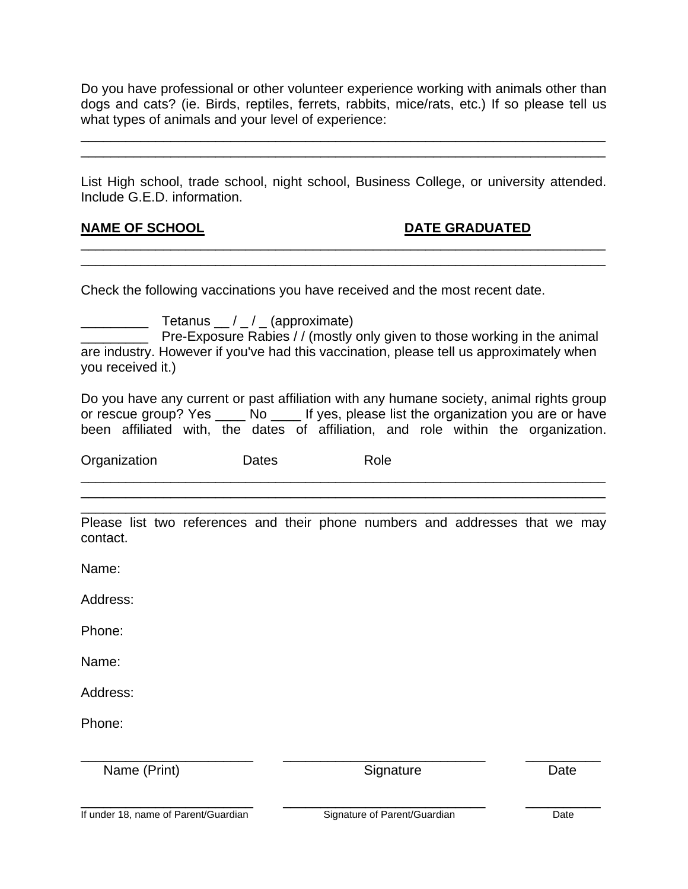Do you have professional or other volunteer experience working with animals other than dogs and cats? (ie. Birds, reptiles, ferrets, rabbits, mice/rats, etc.) If so please tell us what types of animals and your level of experience:

______________________________________________________________________
______________________________________________________________________

List High school, trade school, night school, Business College, or university attended. Include G.E.D. information.

**NAME OF SCHOOL** **DATE GRADUATED**

______________________________________________________________________
______________________________________________________________________

Check the following vaccinations you have received and the most recent date.

_________ Tetanus __ / _ / _ (approximate)

_________ Pre-Exposure Rabies / / (mostly only given to those working in the animal are industry. However if you've had this vaccination, please tell us approximately when you received it.)

Do you have any current or past affiliation with any humane society, animal rights group or rescue group? Yes ____ No ____ If yes, please list the organization you are or have been affiliated with, the dates of affiliation, and role within the organization.

Organization Dates Role

______________________________________________________________________
______________________________________________________________________
______________________________________________________________________

Please list two references and their phone numbers and addresses that we may contact.

Name:

Address:

Phone:

Name:

Address:

Phone:

_______________________ ___________________________ __________
Name (Print) Signature Date

_______________________ ___________________________ __________
If under 18, name of Parent/Guardian Signature of Parent/Guardian Date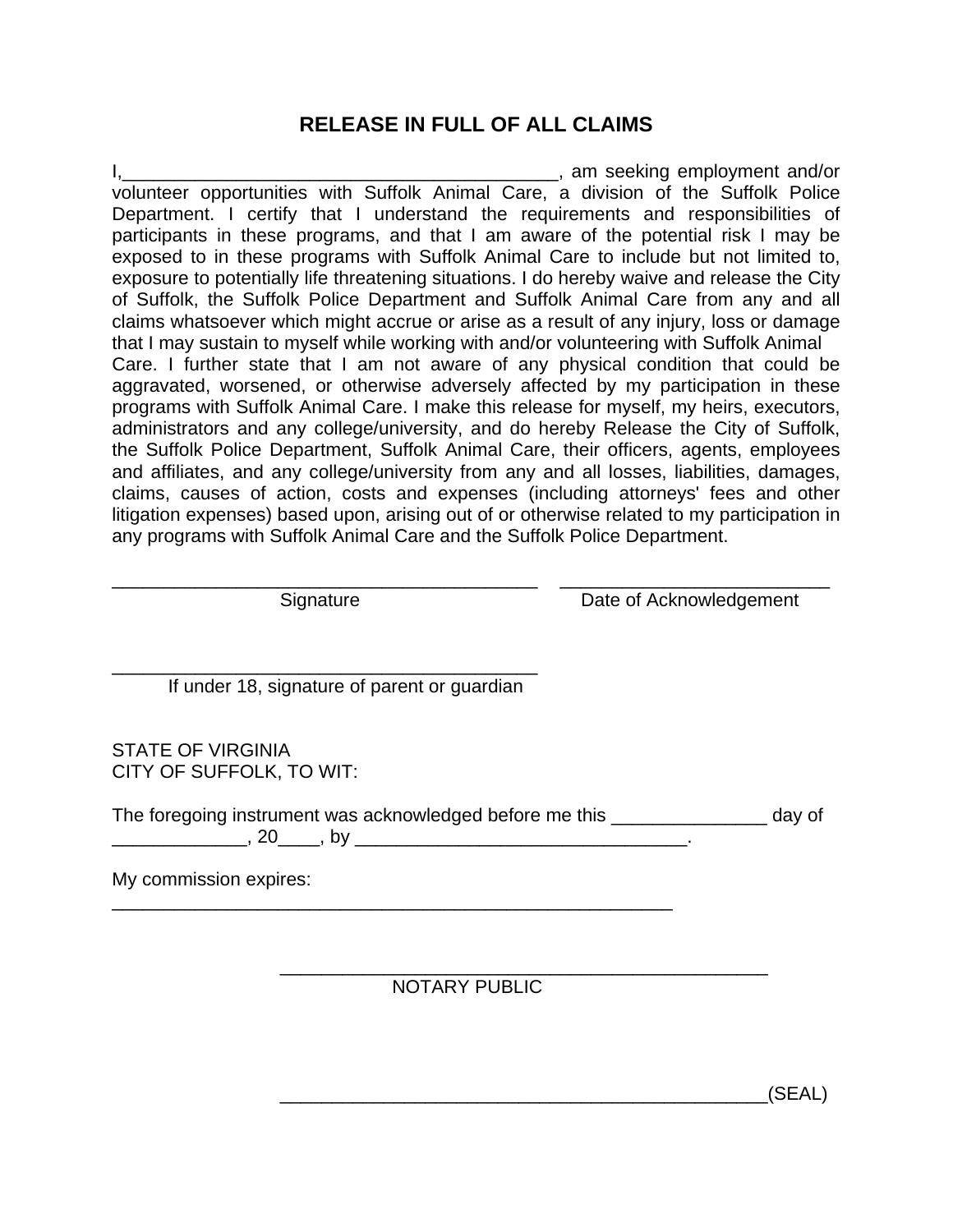# RELEASE IN FULL OF ALL CLAIMS

I,__________________________________________, am seeking employment and/or volunteer opportunities with Suffolk Animal Care, a division of the Suffolk Police Department. I certify that I understand the requirements and responsibilities of participants in these programs, and that I am aware of the potential risk I may be exposed to in these programs with Suffolk Animal Care to include but not limited to, exposure to potentially life threatening situations. I do hereby waive and release the City of Suffolk, the Suffolk Police Department and Suffolk Animal Care from any and all claims whatsoever which might accrue or arise as a result of any injury, loss or damage that I may sustain to myself while working with and/or volunteering with Suffolk Animal Care. I further state that I am not aware of any physical condition that could be aggravated, worsened, or otherwise adversely affected by my participation in these programs with Suffolk Animal Care. I make this release for myself, my heirs, executors, administrators and any college/university, and do hereby Release the City of Suffolk, the Suffolk Police Department, Suffolk Animal Care, their officers, agents, employees and affiliates, and any college/university from any and all losses, liabilities, damages, claims, causes of action, costs and expenses (including attorneys' fees and other litigation expenses) based upon, arising out of or otherwise related to my participation in any programs with Suffolk Animal Care and the Suffolk Police Department.

__________________________________________ Signature

__________________________ Date of Acknowledgement

__________________________________________ If under 18, signature of parent or guardian

STATE OF VIRGINIA
CITY OF SUFFOLK, TO WIT:

The foregoing instrument was acknowledged before me this _______________ day of _____________, 20____, by ________________________________.

My commission expires: _______________________________________________________

_______________________________________________ NOTARY PUBLIC

_______________________________________________(SEAL)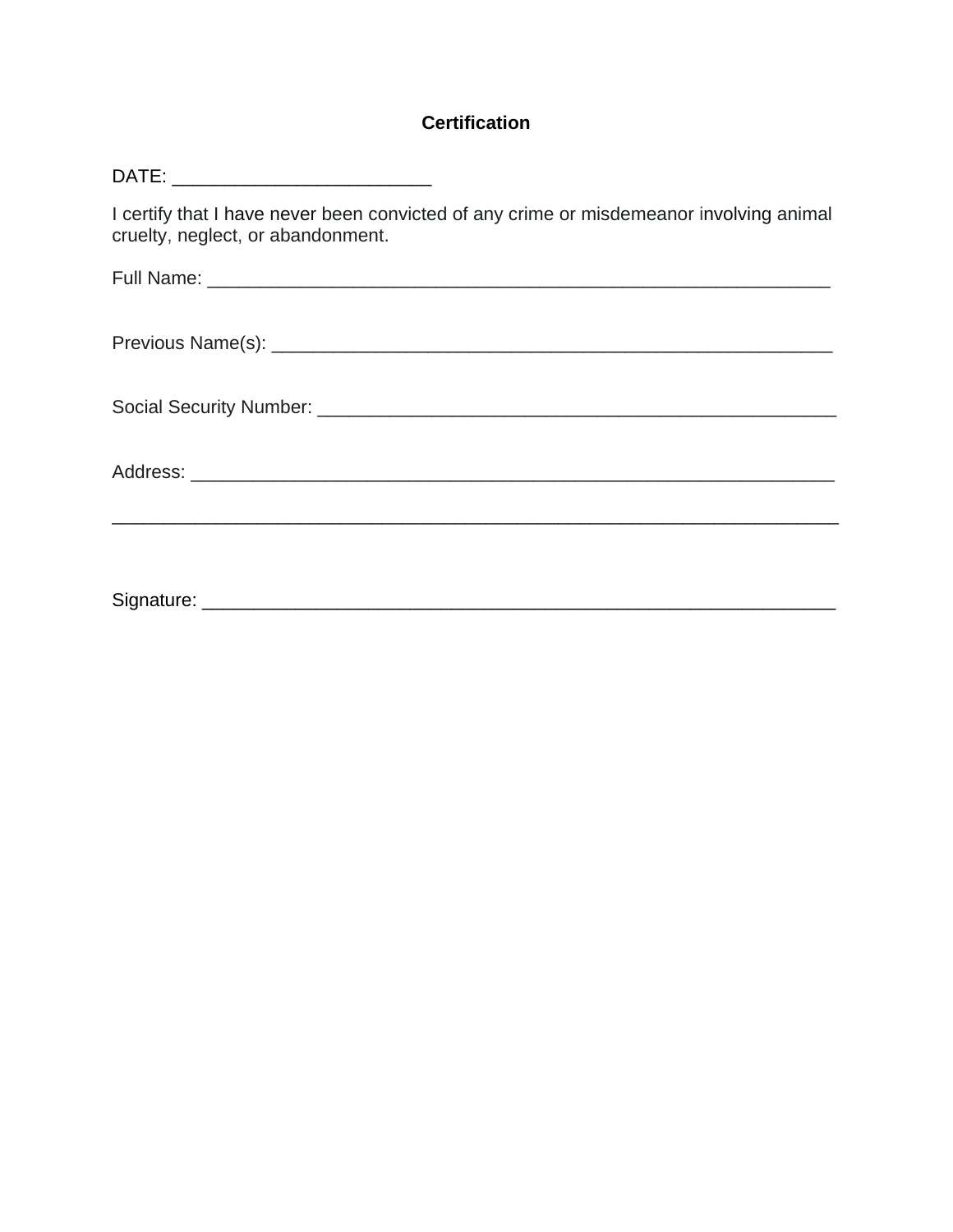**Certification**

DATE: ________________________

I certify that I have never been convicted of any crime or misdemeanor involving animal cruelty, neglect, or abandonment.

Full Name: ___________________________________________________________

Previous Name(s): _____________________________________________________

Social Security Number: ________________________________________________

Address: _____________________________________________________________

_____________________________________________________________________

Signature: ____________________________________________________________